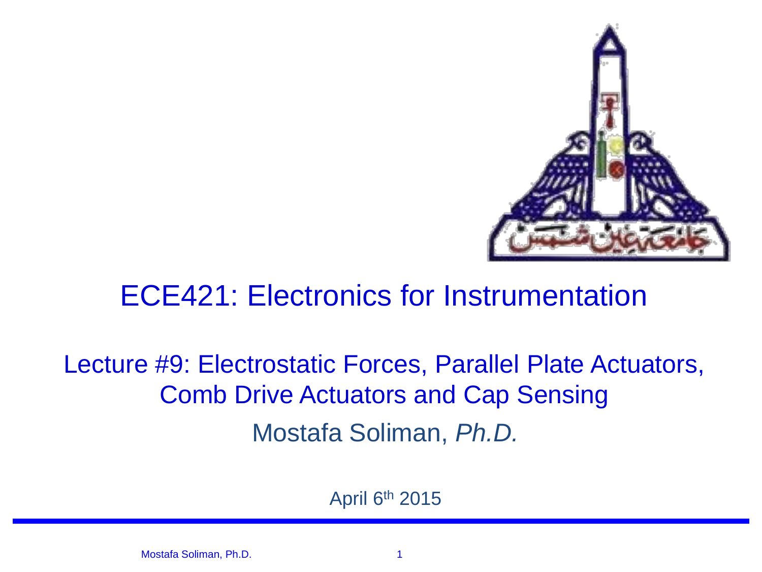# ECE421: Electronics for Instrumentation

## Lecture #9: Electrostatic Forces, Parallel Plate Actuators, Comb Drive Actuators and Cap Sensing

Mostafa Soliman, *Ph.D.*

April 6th 2015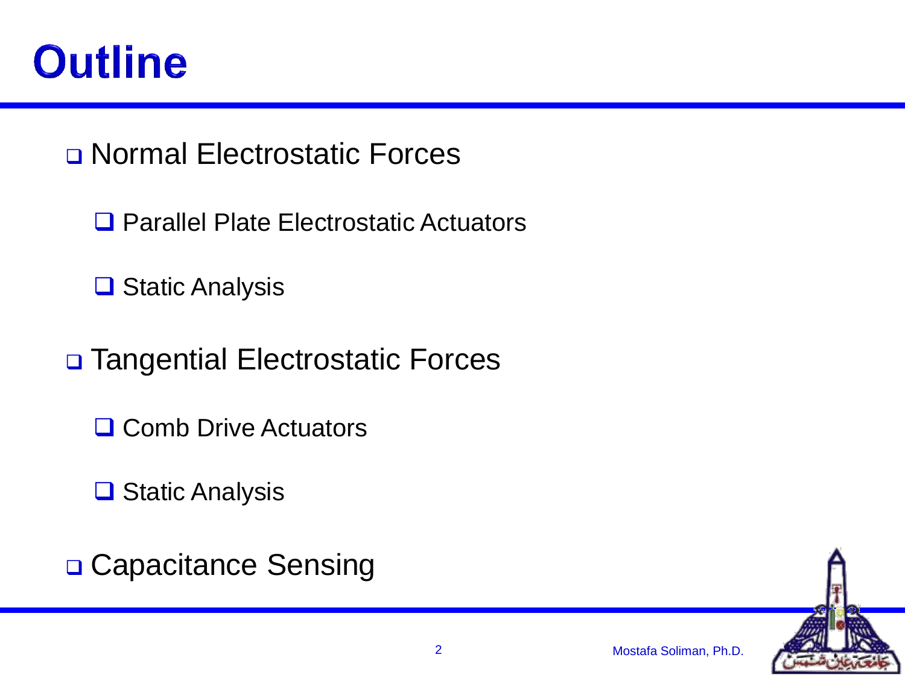# Outline

- Normal Electrostatic Forces
  - Parallel Plate Electrostatic Actuators
  - Static Analysis
- Tangential Electrostatic Forces
  - Comb Drive Actuators
  - Static Analysis
- Capacitance Sensing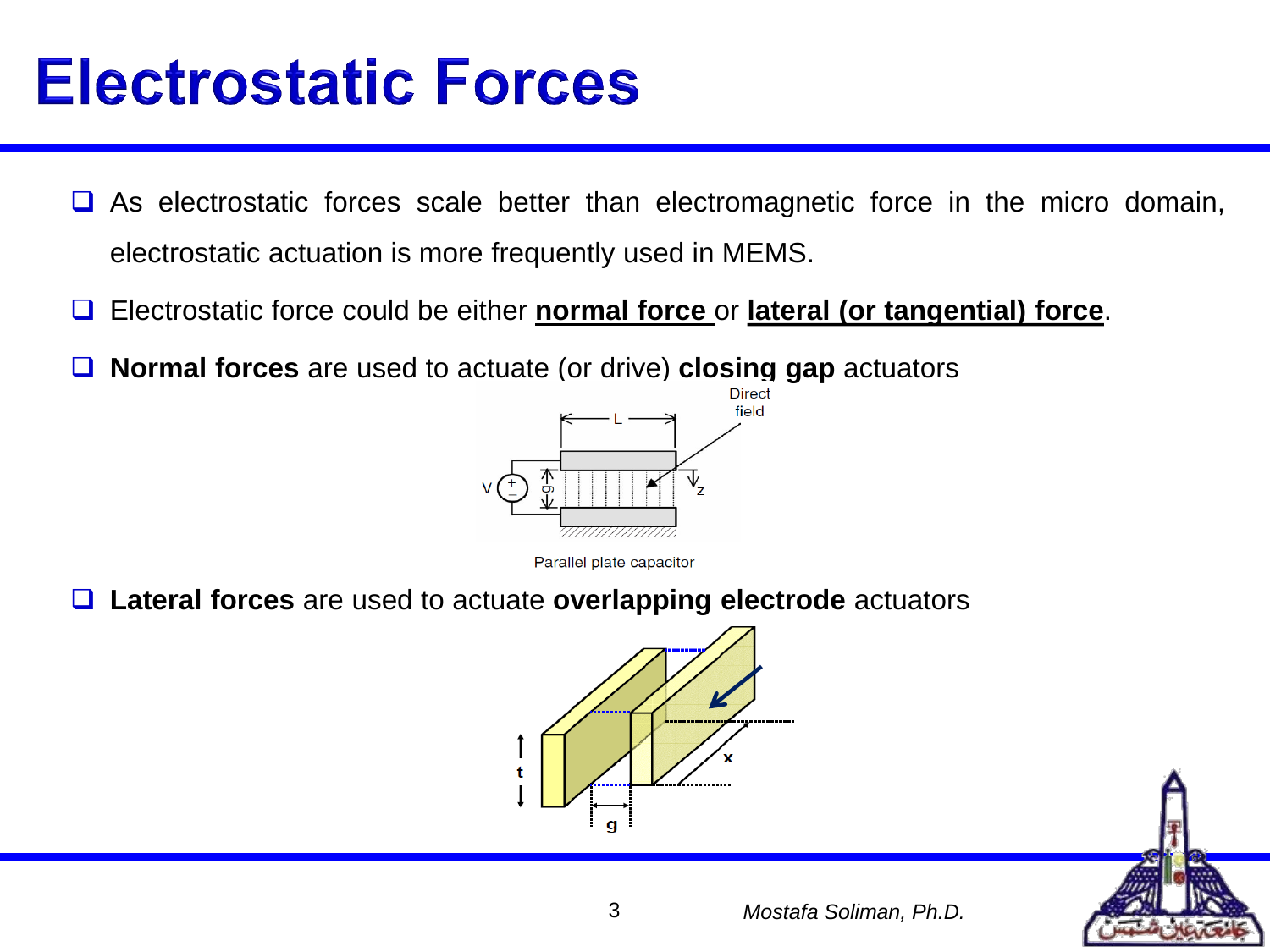# Electrostatic Forces

- As electrostatic forces scale better than electromagnetic force in the micro domain, electrostatic actuation is more frequently used in MEMS.
- Electrostatic force could be either **normal force** or **lateral (or tangential) force**.
- **Normal forces** are used to actuate (or drive) **closing gap** actuators

Parallel plate capacitor

- **Lateral forces** are used to actuate **overlapping electrode** actuators

*Mostafa Soliman, Ph.D.*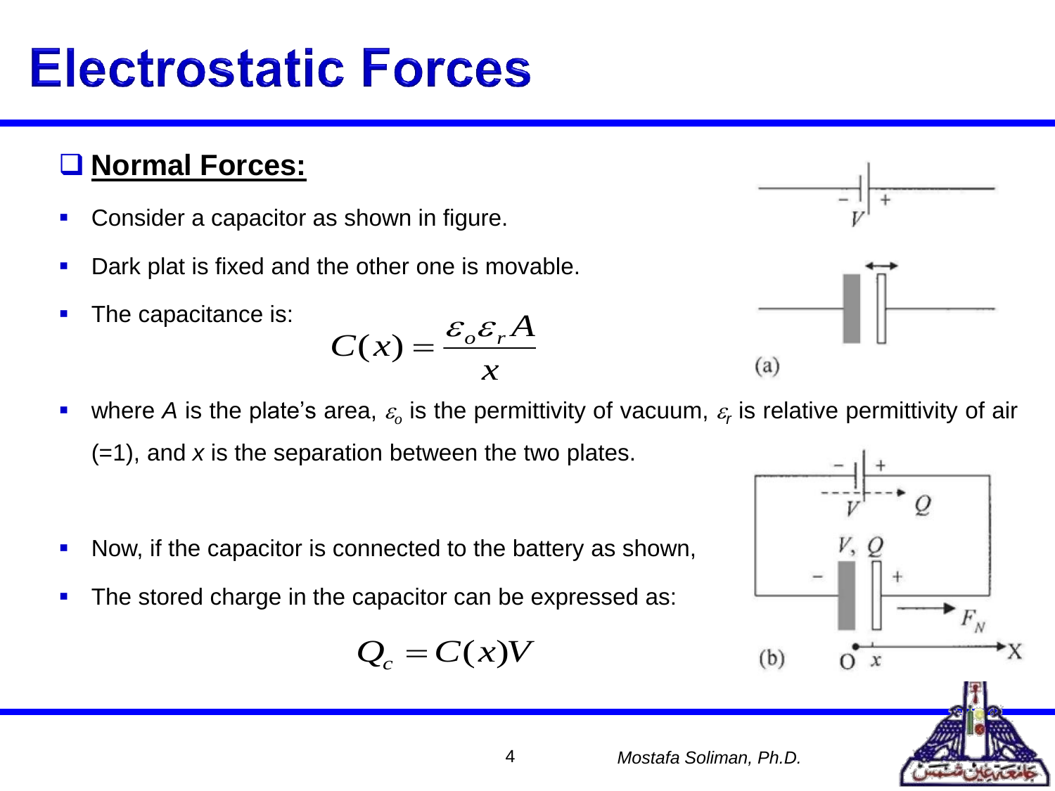# Electrostatic Forces

## Normal Forces:

- Consider a capacitor as shown in figure.
- Dark plat is fixed and the other one is movable.
- The capacitance is:

$$C(x) = \frac{\varepsilon_o \varepsilon_r A}{x}$$

- where $A$ is the plate's area, $\varepsilon_o$ is the permittivity of vacuum, $\varepsilon_r$ is relative permittivity of air (=1), and $x$ is the separation between the two plates.

- Now, if the capacitor is connected to the battery as shown,
- The stored charge in the capacitor can be expressed as:

$$Q_c = C(x)V$$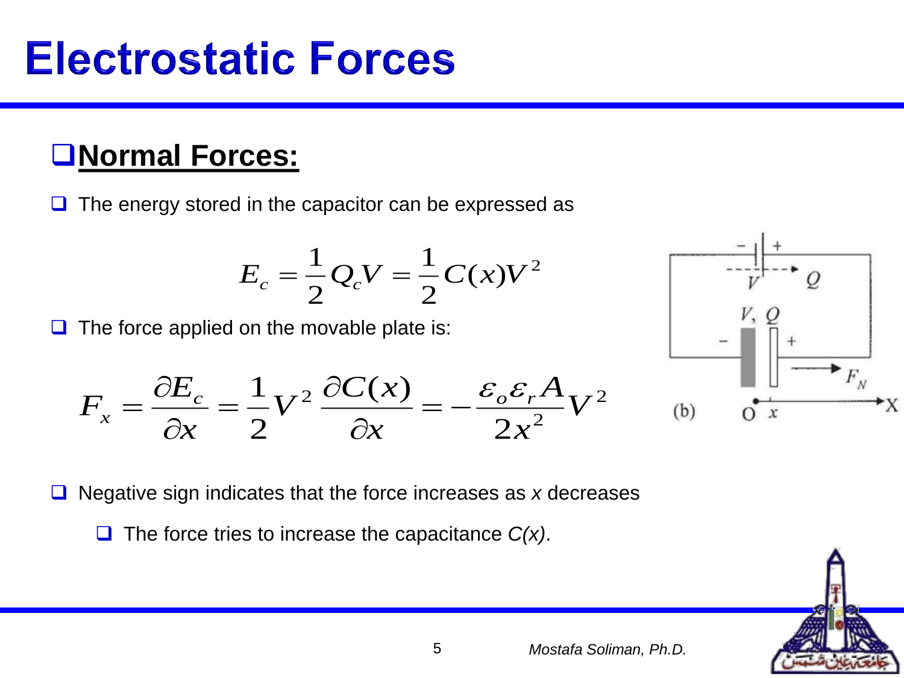# Electrostatic Forces

## Normal Forces:

- The energy stored in the capacitor can be expressed as

$$E_c = \frac{1}{2} Q_c V = \frac{1}{2} C(x) V^2$$

- The force applied on the movable plate is:

$$F_x = \frac{\partial E_c}{\partial x} = \frac{1}{2} V^2 \frac{\partial C(x)}{\partial x} = -\frac{\varepsilon_o \varepsilon_r A}{2x^2} V^2$$

- Negative sign indicates that the force increases as *x* decreases
  - The force tries to increase the capacitance *C(x)*.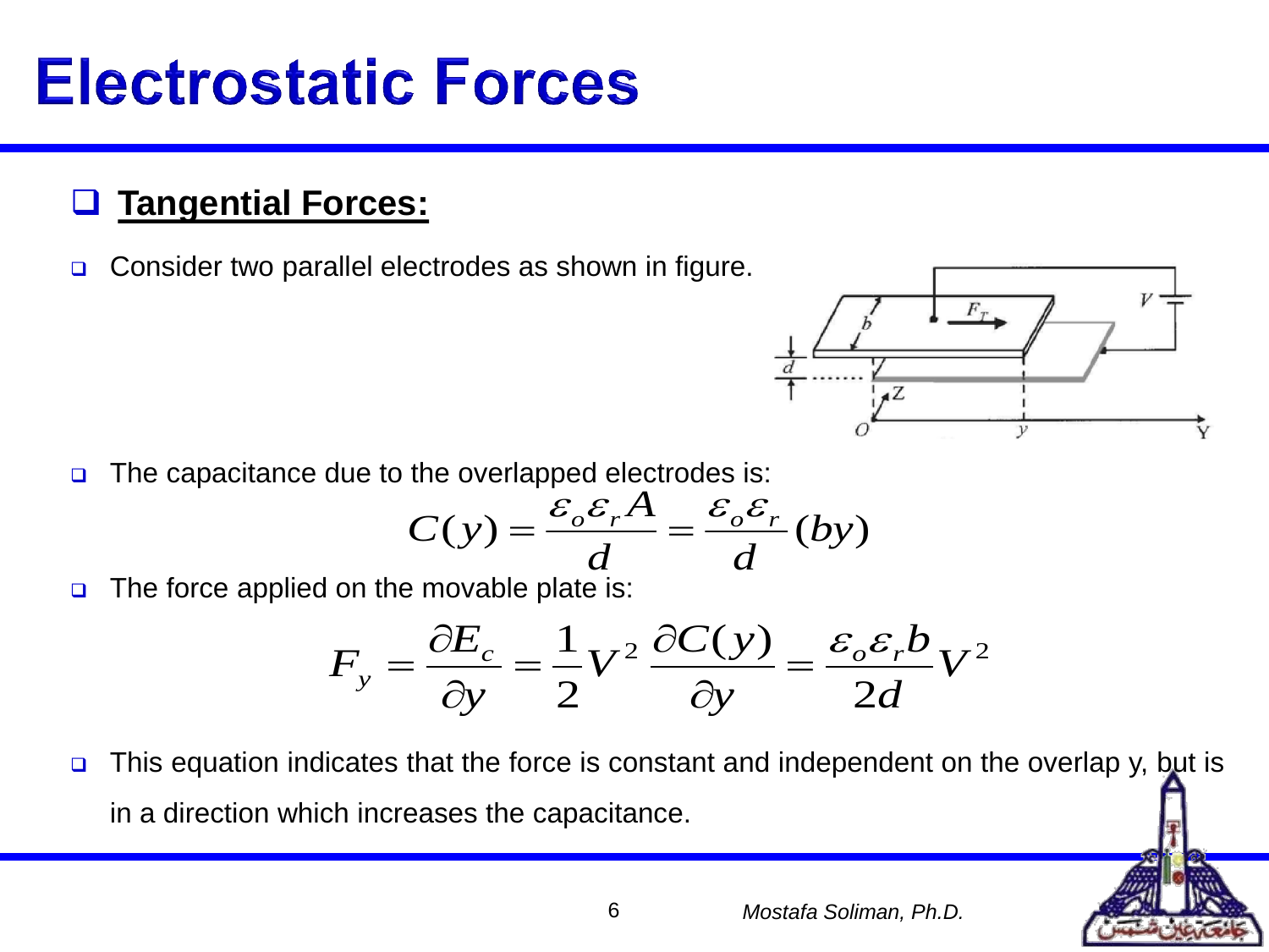# Electrostatic Forces

## Tangential Forces:

- Consider two parallel electrodes as shown in figure.

- The capacitance due to the overlapped electrodes is:

$$C(y) = \frac{\varepsilon_o \varepsilon_r A}{d} = \frac{\varepsilon_o \varepsilon_r}{d}(by)$$

- The force applied on the movable plate is:

$$F_y = \frac{\partial E_c}{\partial y} = \frac{1}{2} V^2 \frac{\partial C(y)}{\partial y} = \frac{\varepsilon_o \varepsilon_r b}{2d} V^2$$

- This equation indicates that the force is constant and independent on the overlap y, but is in a direction which increases the capacitance.

*Mostafa Soliman, Ph.D.*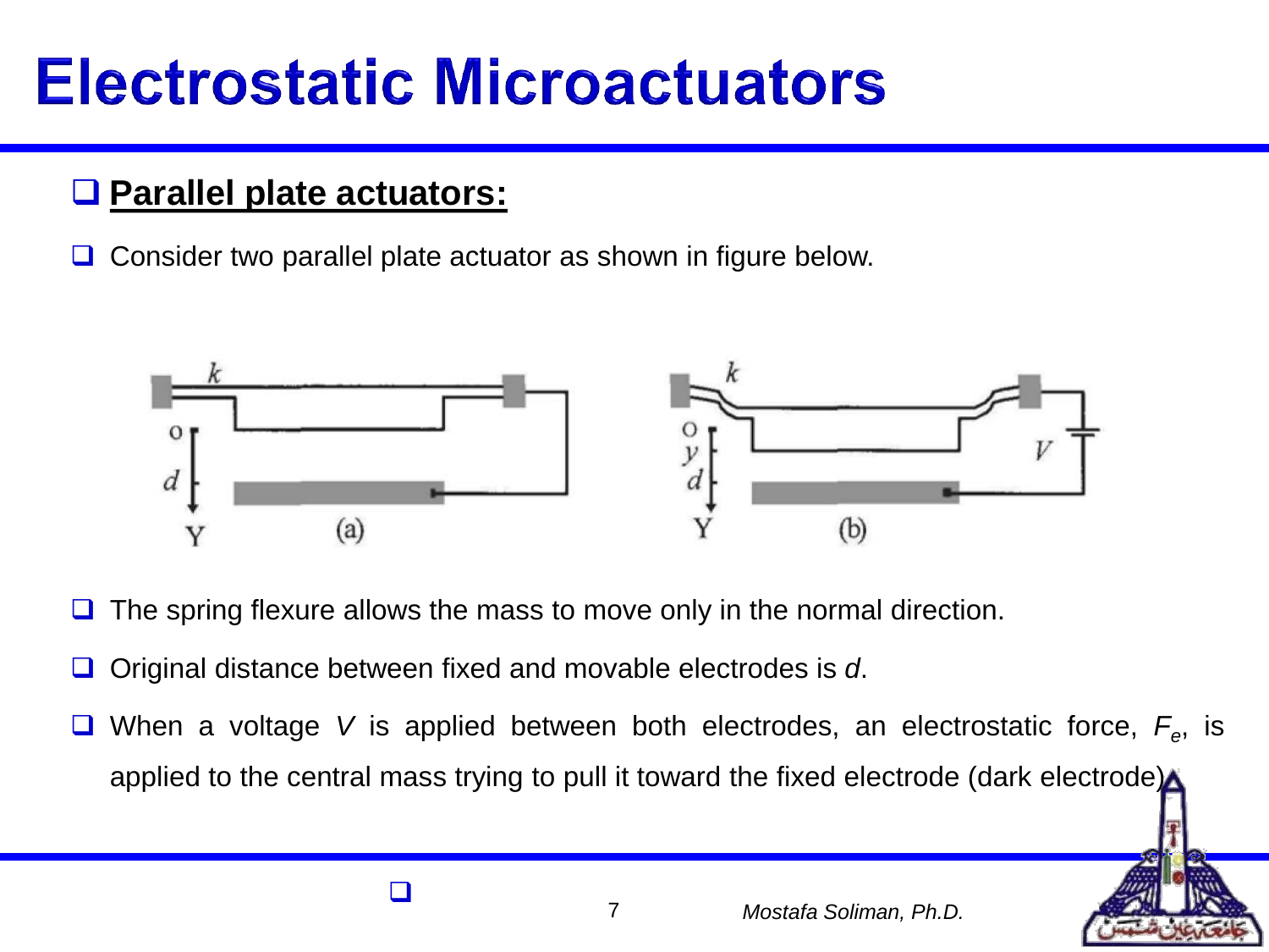# Electrostatic Microactuators

## ❑ **Parallel plate actuators:**

- ❑ Consider two parallel plate actuator as shown in figure below.

- ❑ The spring flexure allows the mass to move only in the normal direction.
- ❑ Original distance between fixed and movable electrodes is $d$.
- ❑ When a voltage $V$ is applied between both electrodes, an electrostatic force, $F_e$, is applied to the central mass trying to pull it toward the fixed electrode (dark electrode).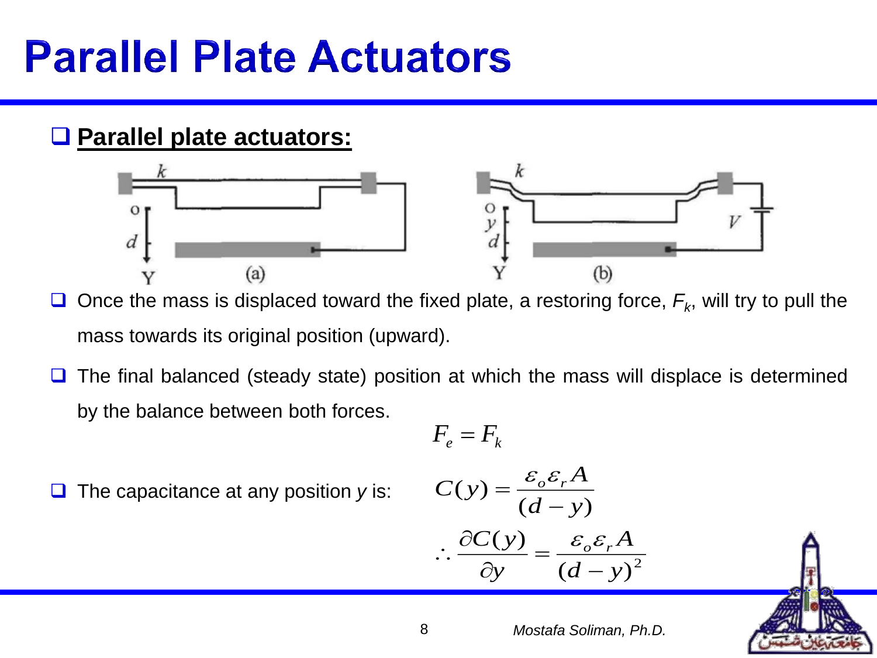# Parallel Plate Actuators

## Parallel plate actuators:

- Once the mass is displaced toward the fixed plate, a restoring force, $F_k$, will try to pull the mass towards its original position (upward).
- The final balanced (steady state) position at which the mass will displace is determined by the balance between both forces.

$$F_e = F_k$$

- The capacitance at any position $y$ is:

$$C(y) = \frac{\varepsilon_o \varepsilon_r A}{(d-y)}$$

$$\therefore \frac{\partial C(y)}{\partial y} = \frac{\varepsilon_o \varepsilon_r A}{(d-y)^2}$$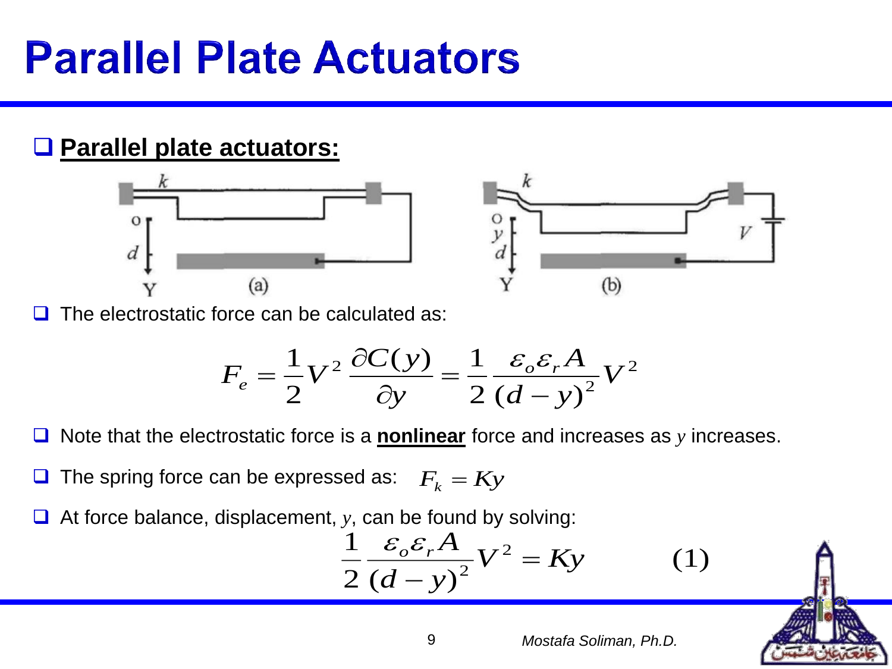# Parallel Plate Actuators

- **Parallel plate actuators:**

- The electrostatic force can be calculated as:

$$F_e = \frac{1}{2}V^2 \frac{\partial C(y)}{\partial y} = \frac{1}{2}\frac{\varepsilon_o \varepsilon_r A}{(d-y)^2}V^2$$

- Note that the electrostatic force is a **nonlinear** force and increases as $y$ increases.

- The spring force can be expressed as: $F_k = Ky$

- At force balance, displacement, $y$, can be found by solving:

$$\frac{1}{2}\frac{\varepsilon_o \varepsilon_r A}{(d-y)^2}V^2 = Ky \qquad (1)$$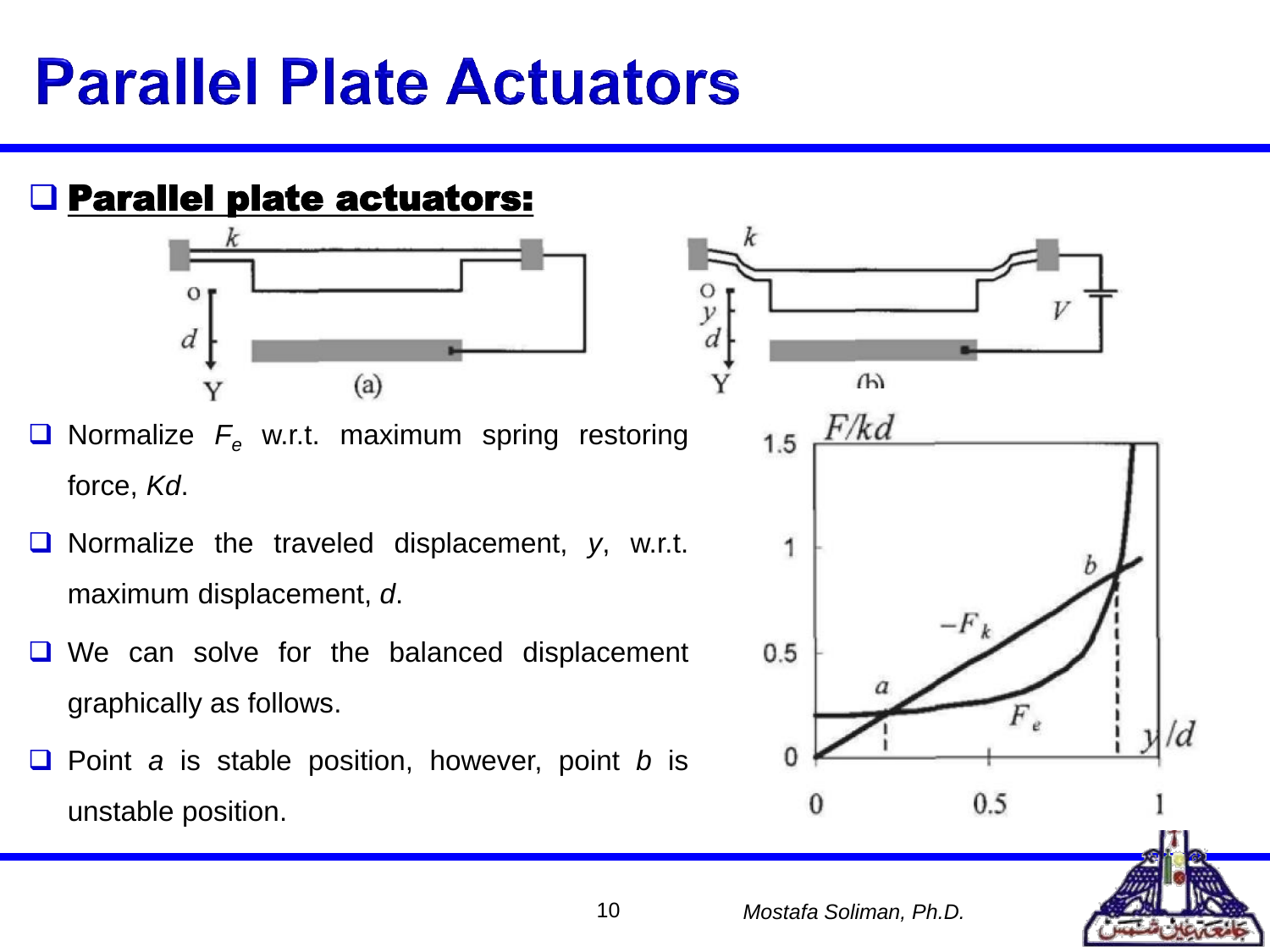# Parallel Plate Actuators

## Parallel plate actuators:

- Normalize $F_e$ w.r.t. maximum spring restoring force, $Kd$.
- Normalize the traveled displacement, $y$, w.r.t. maximum displacement, $d$.
- We can solve for the balanced displacement graphically as follows.
- Point $a$ is stable position, however, point $b$ is unstable position.

Mostafa Soliman, Ph.D.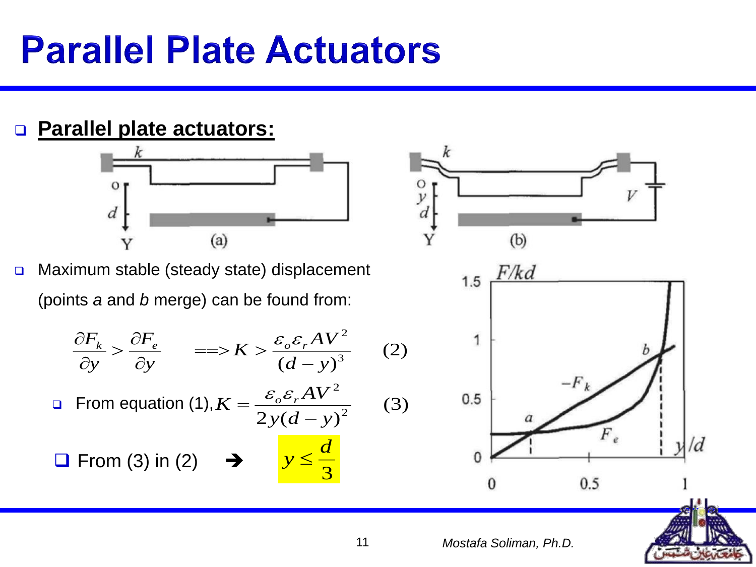# Parallel Plate Actuators

- **Parallel plate actuators:**

- Maximum stable (steady state) displacement (points *a* and *b* merge) can be found from:

$$\frac{\partial F_k}{\partial y} > \frac{\partial F_e}{\partial y} \quad ==> K > \frac{\varepsilon_o \varepsilon_r A V^2}{(d-y)^3} \qquad (2)$$

- From equation (1), $K = \dfrac{\varepsilon_o \varepsilon_r A V^2}{2y(d-y)^2}$ $\qquad (3)$

- From (3) in (2) ➔ $y \leq \dfrac{d}{3}$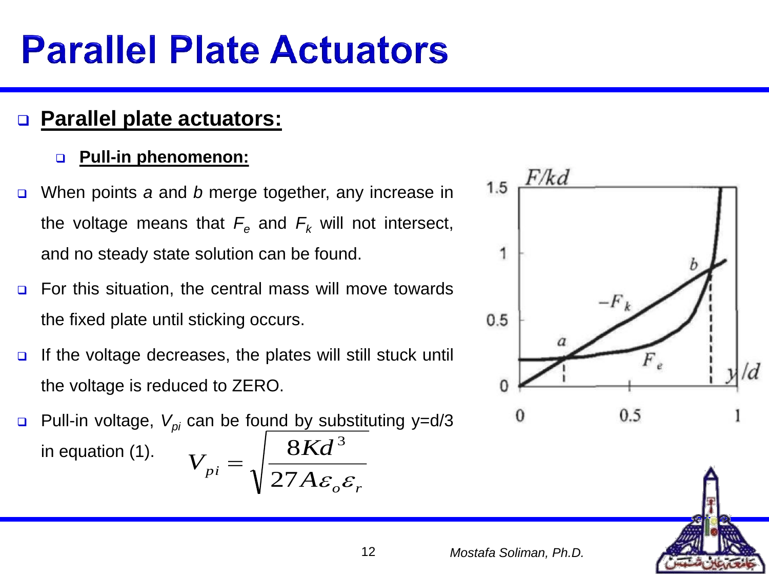# Parallel Plate Actuators

## Parallel plate actuators:

### Pull-in phenomenon:

- When points *a* and *b* merge together, any increase in the voltage means that $F_e$ and $F_k$ will not intersect, and no steady state solution can be found.
- For this situation, the central mass will move towards the fixed plate until sticking occurs.
- If the voltage decreases, the plates will still stuck until the voltage is reduced to ZERO.
- Pull-in voltage, $V_{pi}$ can be found by substituting y=d/3 in equation (1).

$$V_{pi} = \sqrt{\frac{8Kd^3}{27A\varepsilon_o\varepsilon_r}}$$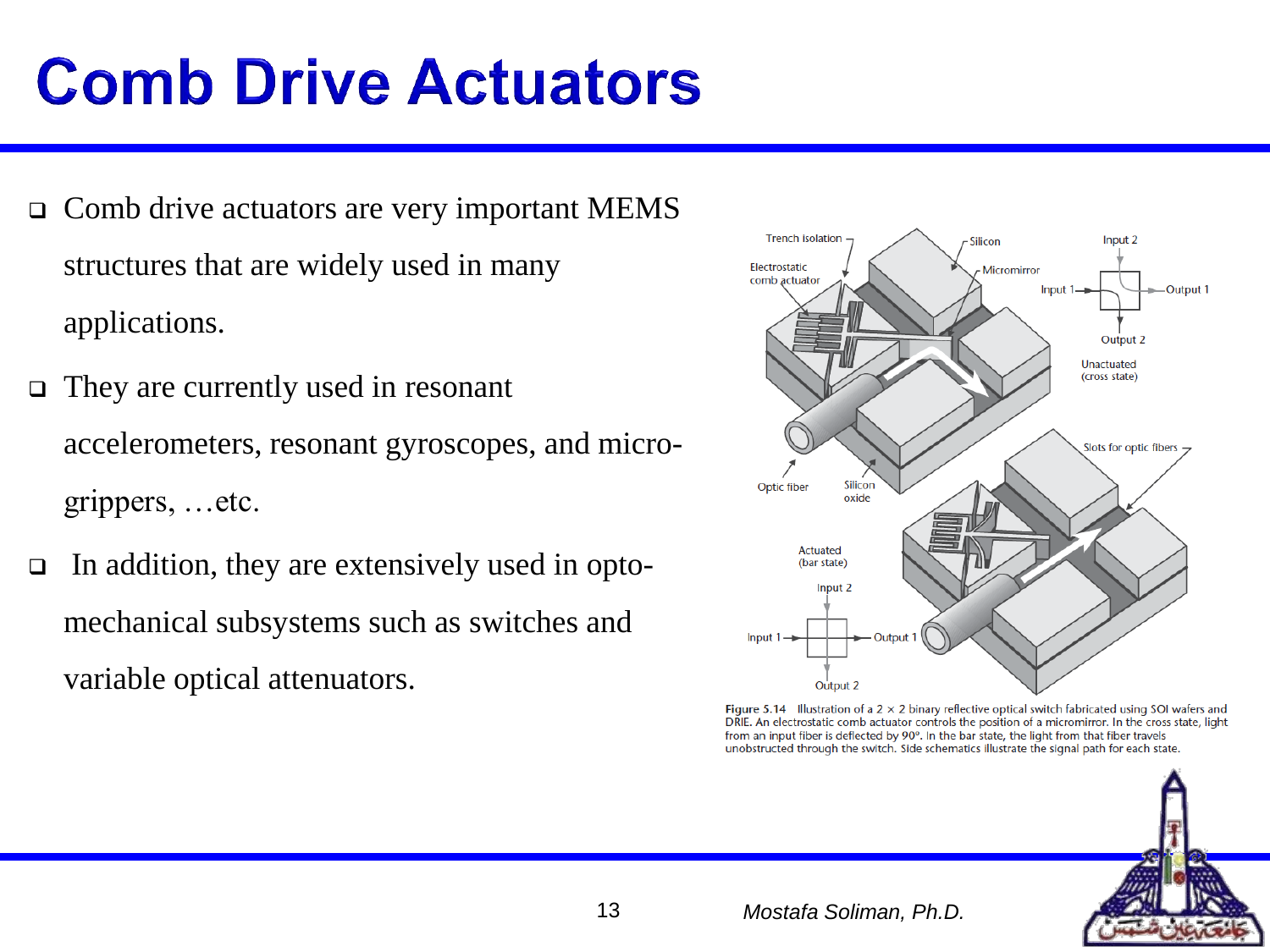# Comb Drive Actuators

- Comb drive actuators are very important MEMS structures that are widely used in many applications.
- They are currently used in resonant accelerometers, resonant gyroscopes, and micro-grippers, …etc.
- In addition, they are extensively used in opto-mechanical subsystems such as switches and variable optical attenuators.

**Figure 5.14** Illustration of a 2 × 2 binary reflective optical switch fabricated using SOI wafers and DRIE. An electrostatic comb actuator controls the position of a micromirror. In the cross state, light from an input fiber is deflected by 90°. In the bar state, the light from that fiber travels unobstructed through the switch. Side schematics illustrate the signal path for each state.

*Mostafa Soliman, Ph.D.*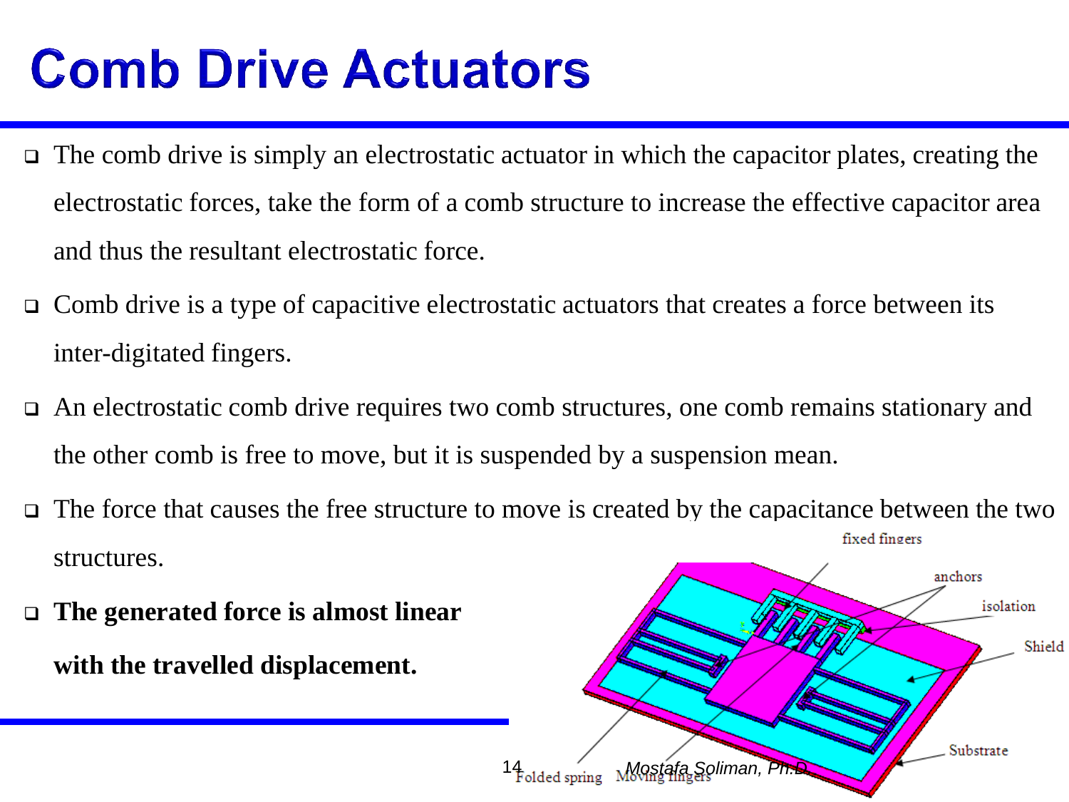# Comb Drive Actuators

- The comb drive is simply an electrostatic actuator in which the capacitor plates, creating the electrostatic forces, take the form of a comb structure to increase the effective capacitor area and thus the resultant electrostatic force.
- Comb drive is a type of capacitive electrostatic actuators that creates a force between its inter-digitated fingers.
- An electrostatic comb drive requires two comb structures, one comb remains stationary and the other comb is free to move, but it is suspended by a suspension mean.
- The force that causes the free structure to move is created by the capacitance between the two structures.
- **The generated force is almost linear with the travelled displacement.**

fixed fingers

anchors

isolation

Shield

Substrate

Folded spring

Moving fingers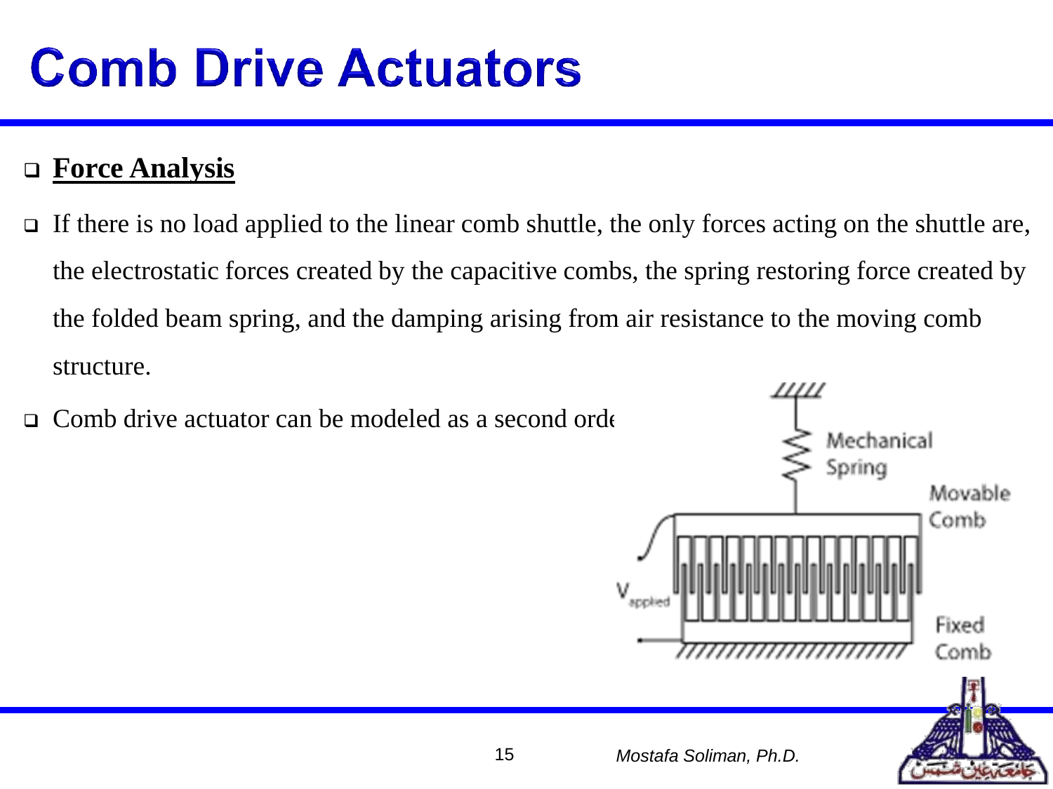# Comb Drive Actuators

- **Force Analysis**
- If there is no load applied to the linear comb shuttle, the only forces acting on the shuttle are, the electrostatic forces created by the capacitive combs, the spring restoring force created by the folded beam spring, and the damping arising from air resistance to the moving comb structure.
- Comb drive actuator can be modeled as a second orde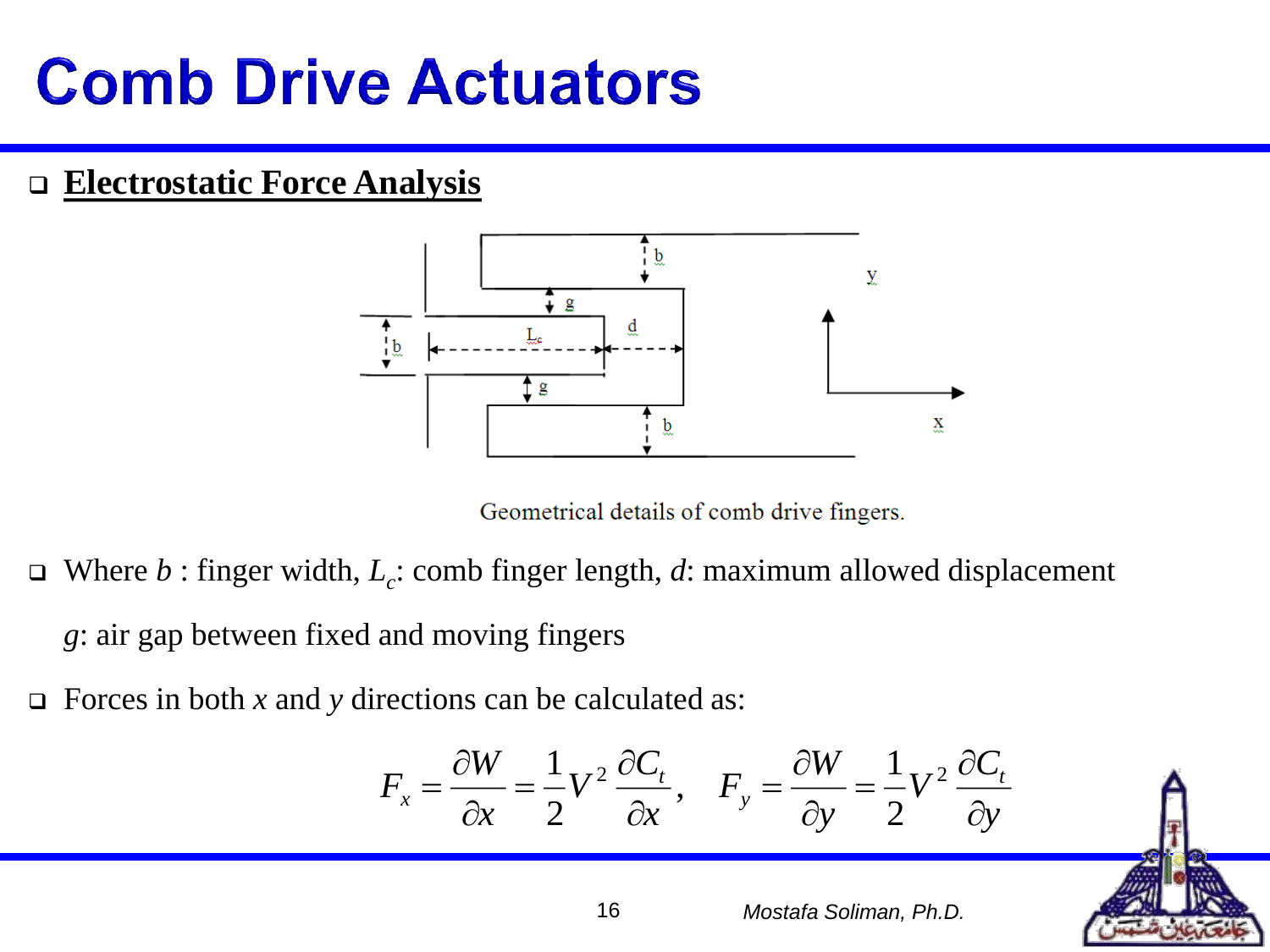# Comb Drive Actuators

## Electrostatic Force Analysis

Geometrical details of comb drive fingers.

- Where $b$ : finger width, $L_c$: comb finger length, $d$: maximum allowed displacement

  $g$: air gap between fixed and moving fingers

- Forces in both $x$ and $y$ directions can be calculated as:

$$F_x = \frac{\partial W}{\partial x} = \frac{1}{2} V^2 \frac{\partial C_t}{\partial x}, \quad F_y = \frac{\partial W}{\partial y} = \frac{1}{2} V^2 \frac{\partial C_t}{\partial y}$$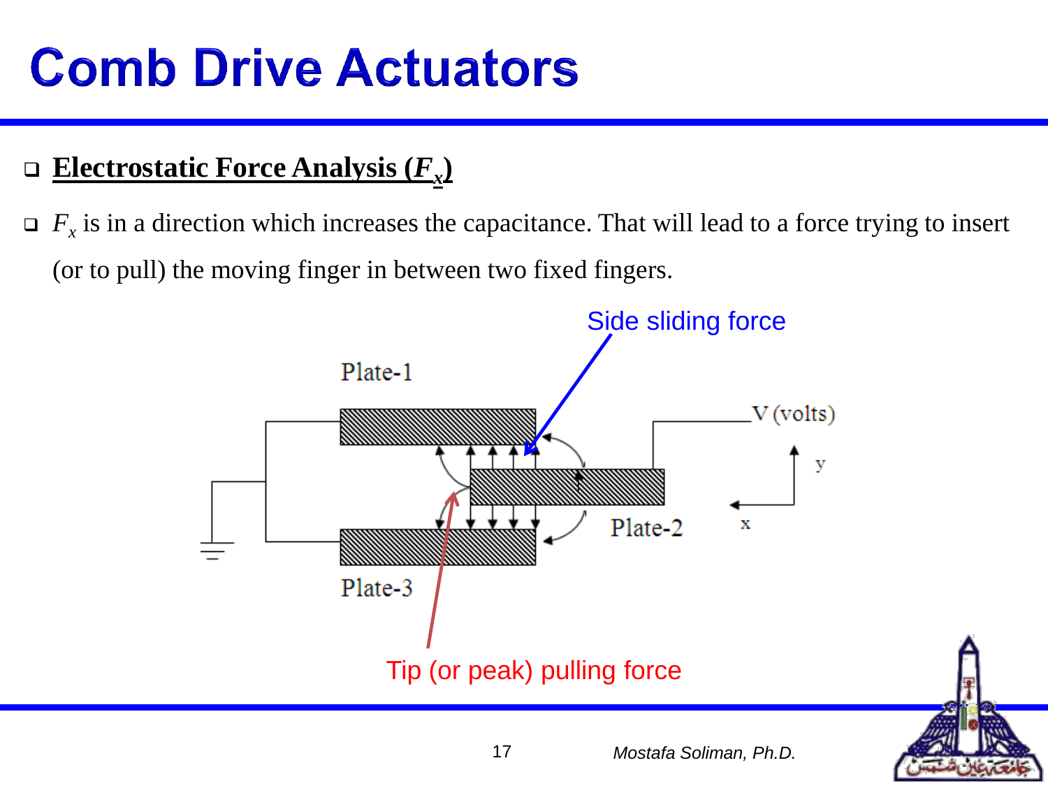# Comb Drive Actuators

- **Electrostatic Force Analysis ($F_x$)**
- $F_x$ is in a direction which increases the capacitance. That will lead to a force trying to insert (or to pull) the moving finger in between two fixed fingers.

Side sliding force

Plate-1

V (volts)

y

Plate-2

x

Plate-3

Tip (or peak) pulling force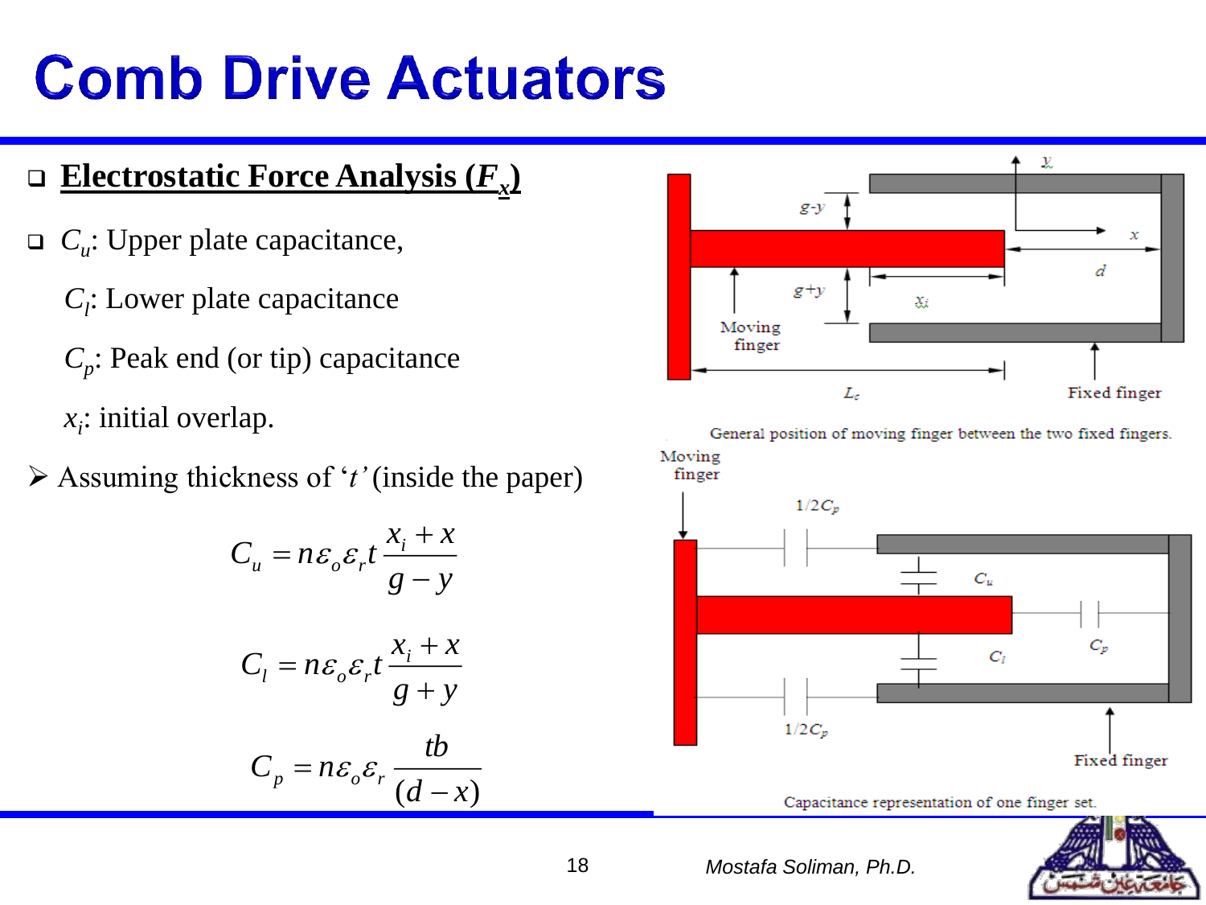# Comb Drive Actuators

- **Electrostatic Force Analysis ($F_x$)**
- $C_u$: Upper plate capacitance,

  $C_l$: Lower plate capacitance

  $C_p$: Peak end (or tip) capacitance

  $x_i$: initial overlap.

➢ Assuming thickness of '$t$' (inside the paper)

$$C_u = n\varepsilon_o\varepsilon_r t\frac{x_i + x}{g - y}$$

$$C_l = n\varepsilon_o\varepsilon_r t\frac{x_i + x}{g + y}$$

$$C_p = n\varepsilon_o\varepsilon_r \frac{tb}{(d - x)}$$

General position of moving finger between the two fixed fingers.

Capacitance representation of one finger set.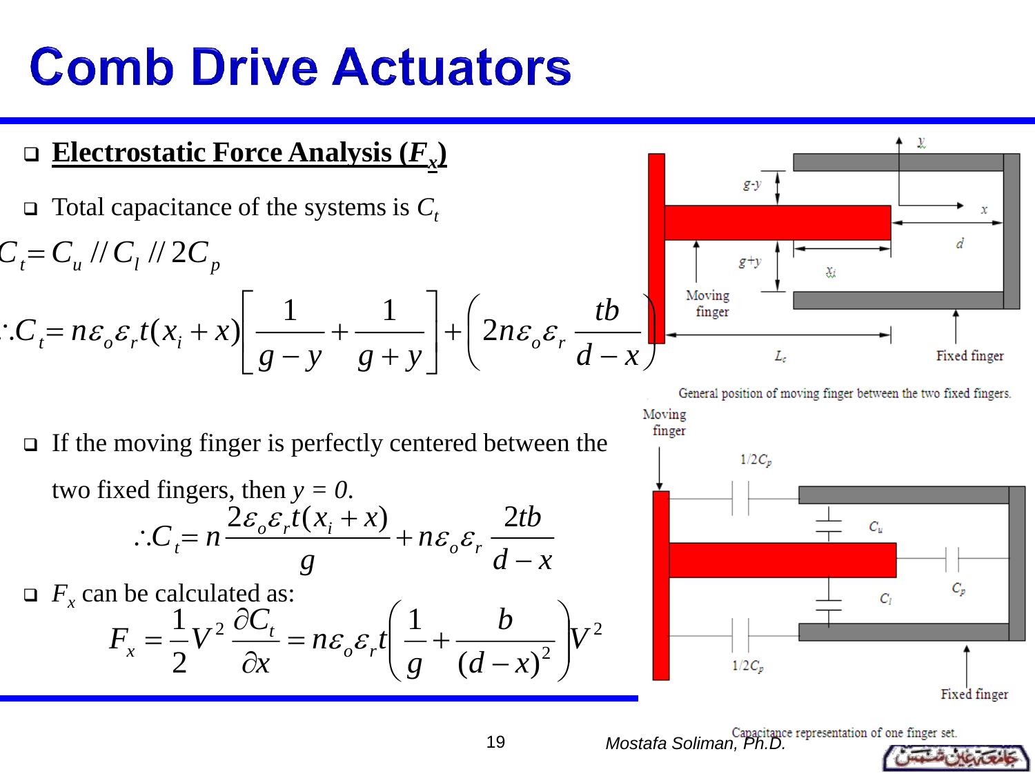# Comb Drive Actuators

- **Electrostatic Force Analysis ($F_x$)**
- Total capacitance of the systems is $C_t$

$$C_t = C_u \,//\, C_l \,//\, 2C_p$$

$$\therefore C_t = n\varepsilon_o\varepsilon_r t(x_i + x)\left[\frac{1}{g-y} + \frac{1}{g+y}\right] + \left(2n\varepsilon_o\varepsilon_r \frac{tb}{d-x}\right)$$

- If the moving finger is perfectly centered between the two fixed fingers, then $y = 0$.

$$\therefore C_t = n\frac{2\varepsilon_o\varepsilon_r t(x_i + x)}{g} + n\varepsilon_o\varepsilon_r \frac{2tb}{d-x}$$

- $F_x$ can be calculated as:

$$F_x = \frac{1}{2}V^2\frac{\partial C_t}{\partial x} = n\varepsilon_o\varepsilon_r t\left(\frac{1}{g} + \frac{b}{(d-x)^2}\right)V^2$$

General position of moving finger between the two fixed fingers.

Capacitance representation of one finger set.

Mostafa Soliman, Ph.D.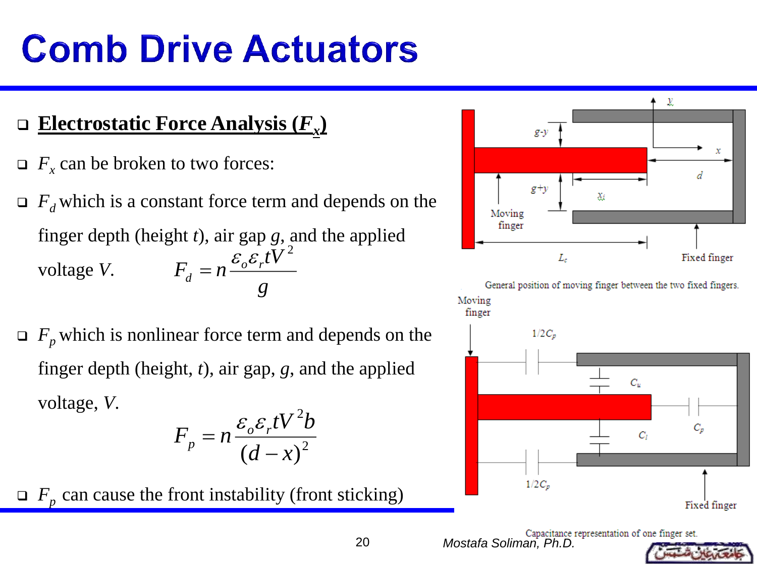# Comb Drive Actuators

- **Electrostatic Force Analysis ($F_x$)**
- $F_x$ can be broken to two forces:
- $F_d$ which is a constant force term and depends on the finger depth (height $t$), air gap $g$, and the applied voltage $V$.

$$F_d = n\frac{\varepsilon_o \varepsilon_r t V^2}{g}$$

- $F_p$ which is nonlinear force term and depends on the finger depth (height, $t$), air gap, $g$, and the applied voltage, $V$.

$$F_p = n\frac{\varepsilon_o \varepsilon_r t V^2 b}{(d-x)^2}$$

- $F_p$ can cause the front instability (front sticking)

General position of moving finger between the two fixed fingers.

Capacitance representation of one finger set.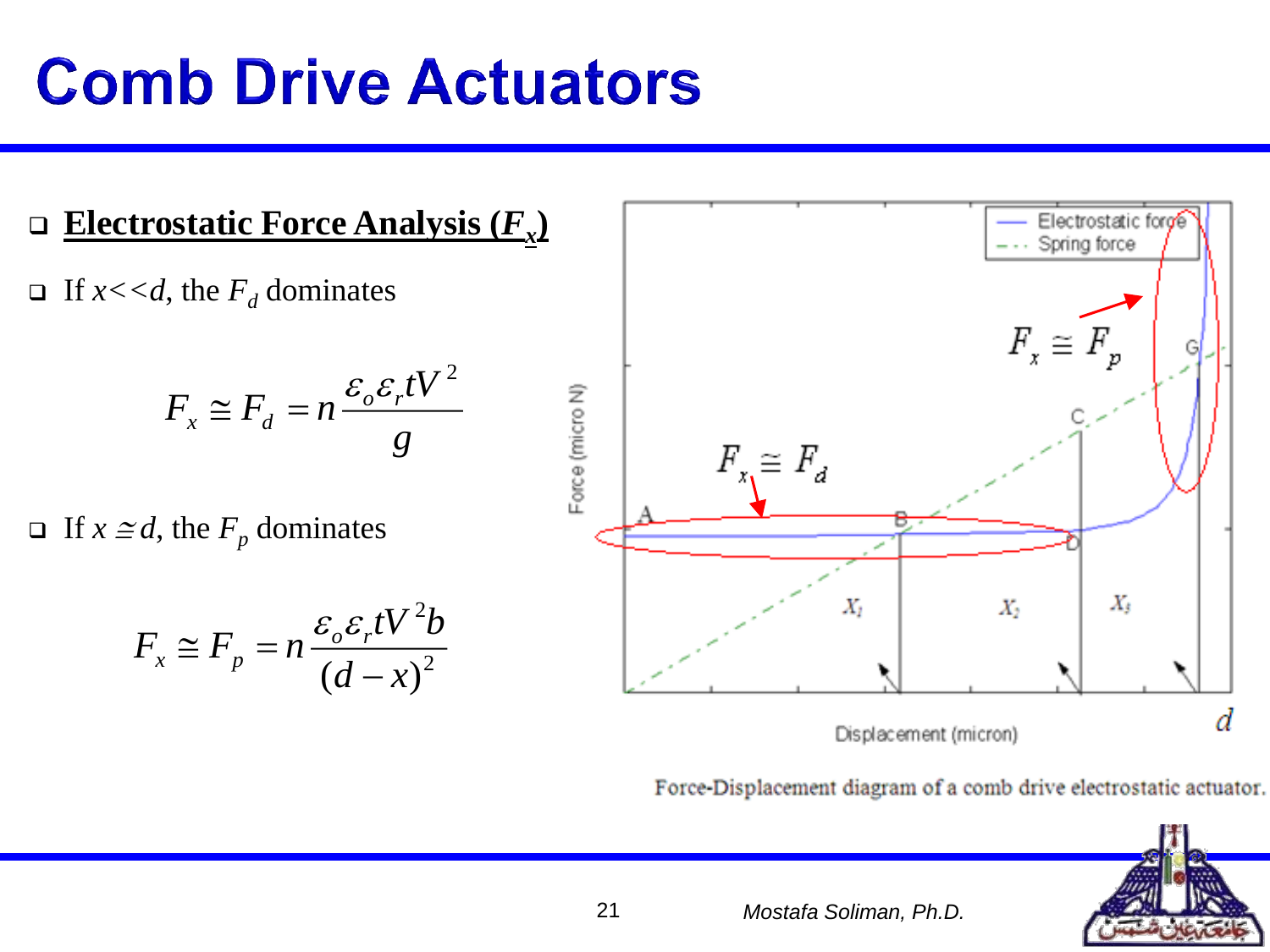# Comb Drive Actuators

- **Electrostatic Force Analysis ($F_x$)**
- If $x<<d$, the $F_d$ dominates

$$F_x \cong F_d = n\frac{\varepsilon_o \varepsilon_r t V^2}{g}$$

- If $x \simeq d$, the $F_p$ dominates

$$F_x \cong F_p = n\frac{\varepsilon_o \varepsilon_r t V^2 b}{(d-x)^2}$$

Force-Displacement diagram of a comb drive electrostatic actuator.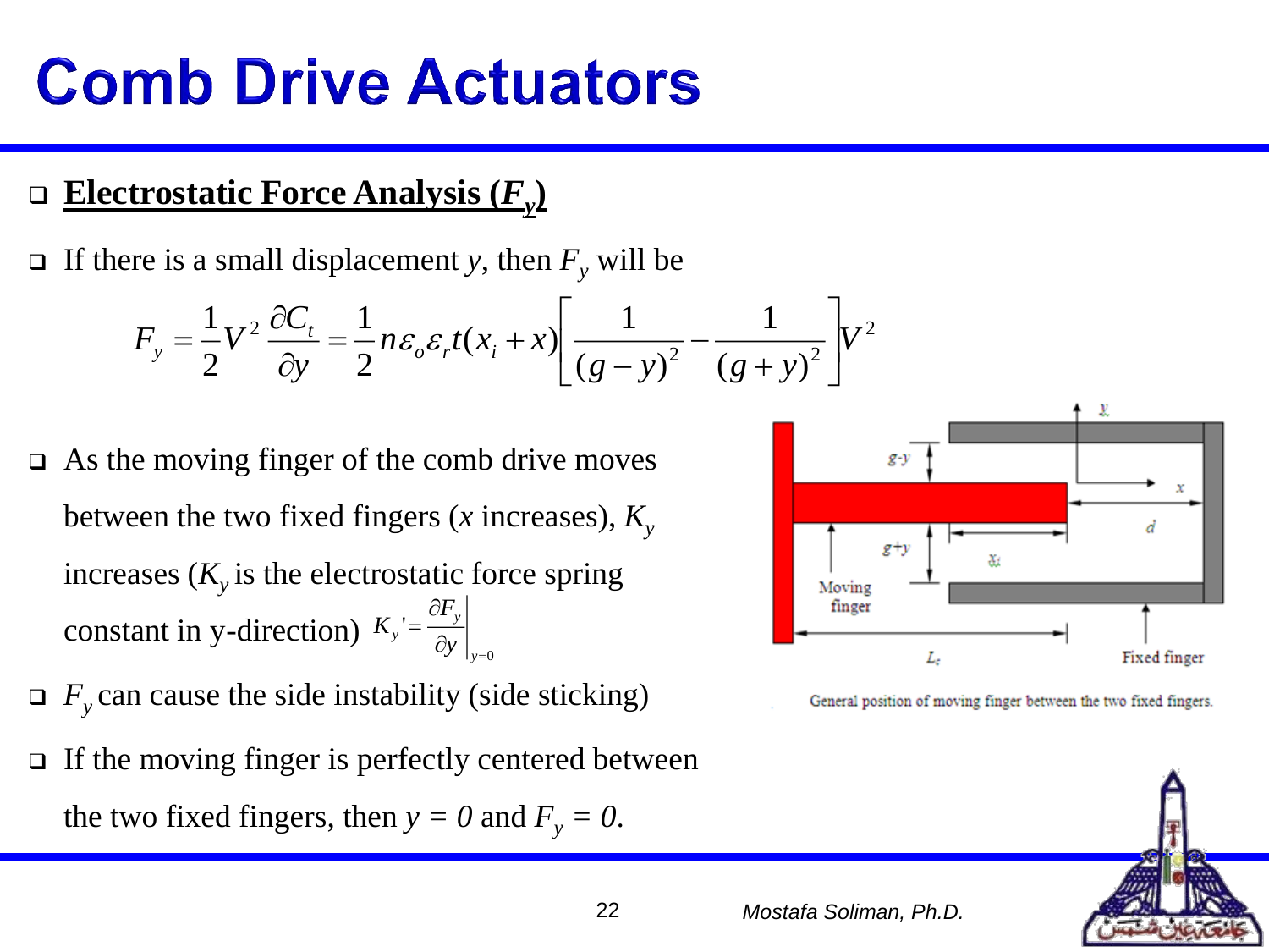# Comb Drive Actuators

- **Electrostatic Force Analysis ($F_y$)**
- If there is a small displacement $y$, then $F_y$ will be

$$F_y = \frac{1}{2}V^2 \frac{\partial C_t}{\partial y} = \frac{1}{2} n \varepsilon_o \varepsilon_r t (x_i + x) \left[ \frac{1}{(g-y)^2} - \frac{1}{(g+y)^2} \right] V^2$$

- As the moving finger of the comb drive moves between the two fixed fingers ($x$ increases), $K_y$ increases ($K_y$ is the electrostatic force spring constant in y-direction) $K_y' = \left. \frac{\partial F_y}{\partial y} \right|_{y=0}$
- $F_y$ can cause the side instability (side sticking)
- If the moving finger is perfectly centered between the two fixed fingers, then $y = 0$ and $F_y = 0$.

General position of moving finger between the two fixed fingers.

Mostafa Soliman, Ph.D.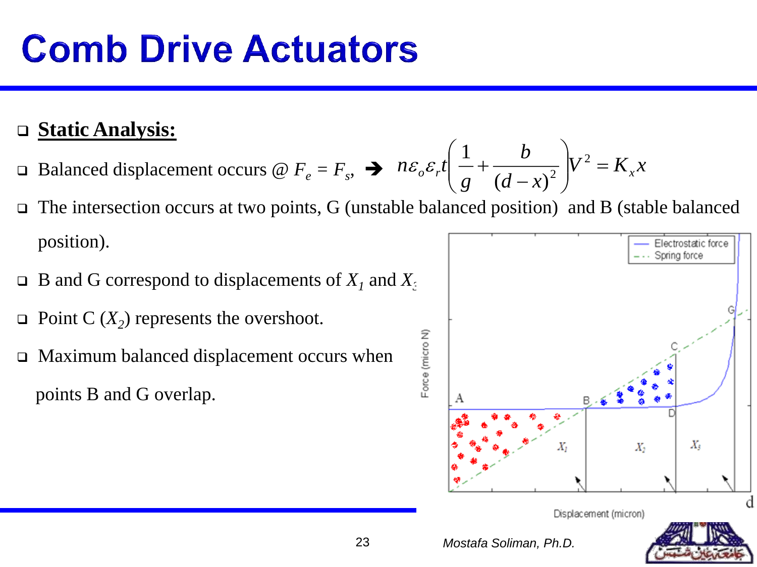# Comb Drive Actuators

- **Static Analysis:**
- Balanced displacement occurs @ $F_e = F_s$, ➔ $n\varepsilon_o\varepsilon_r t\left(\frac{1}{g}+\frac{b}{(d-x)^2}\right)V^2 = K_x x$
- The intersection occurs at two points, G (unstable balanced position) and B (stable balanced position).
- B and G correspond to displacements of $X_1$ and $X_3$
- Point C ($X_2$) represents the overshoot.
- Maximum balanced displacement occurs when points B and G overlap.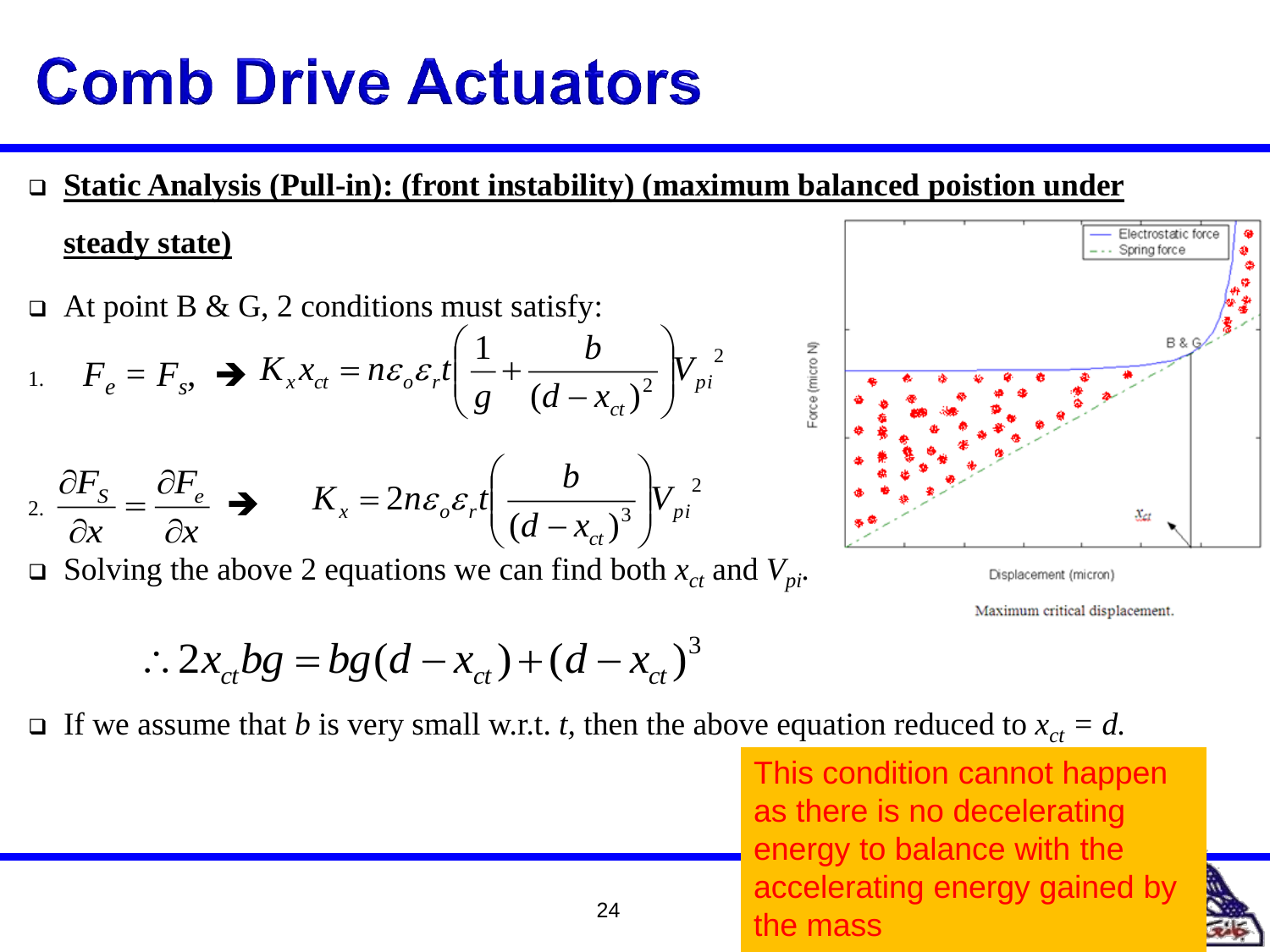# Comb Drive Actuators

- **Static Analysis (Pull-in): (front instability) (maximum balanced poistion under steady state)**
- At point B & G, 2 conditions must satisfy:

1. $$F_e = F_s, \Rightarrow K_x x_{ct} = n\varepsilon_o\varepsilon_r t\left(\frac{1}{g} + \frac{b}{(d - x_{ct})^2}\right)V_{pi}^{\;2}$$

2. $$\frac{\partial F_S}{\partial x} = \frac{\partial F_e}{\partial x} \Rightarrow \quad K_x = 2n\varepsilon_o\varepsilon_r t\left(\frac{b}{(d - x_{ct})^3}\right)V_{pi}^{\;2}$$

- Solving the above 2 equations we can find both $x_{ct}$ and $V_{pi}$.

Electrostatic force

Spring force

B & G

$x_{ct}$

Force (micro N)

Displacement (micron)

Maximum critical displacement.

$$\therefore 2x_{ct}bg = bg(d - x_{ct}) + (d - x_{ct})^3$$

- If we assume that $b$ is very small w.r.t. $t$, then the above equation reduced to $x_{ct} = d$.

This condition cannot happen as there is no decelerating energy to balance with the accelerating energy gained by the mass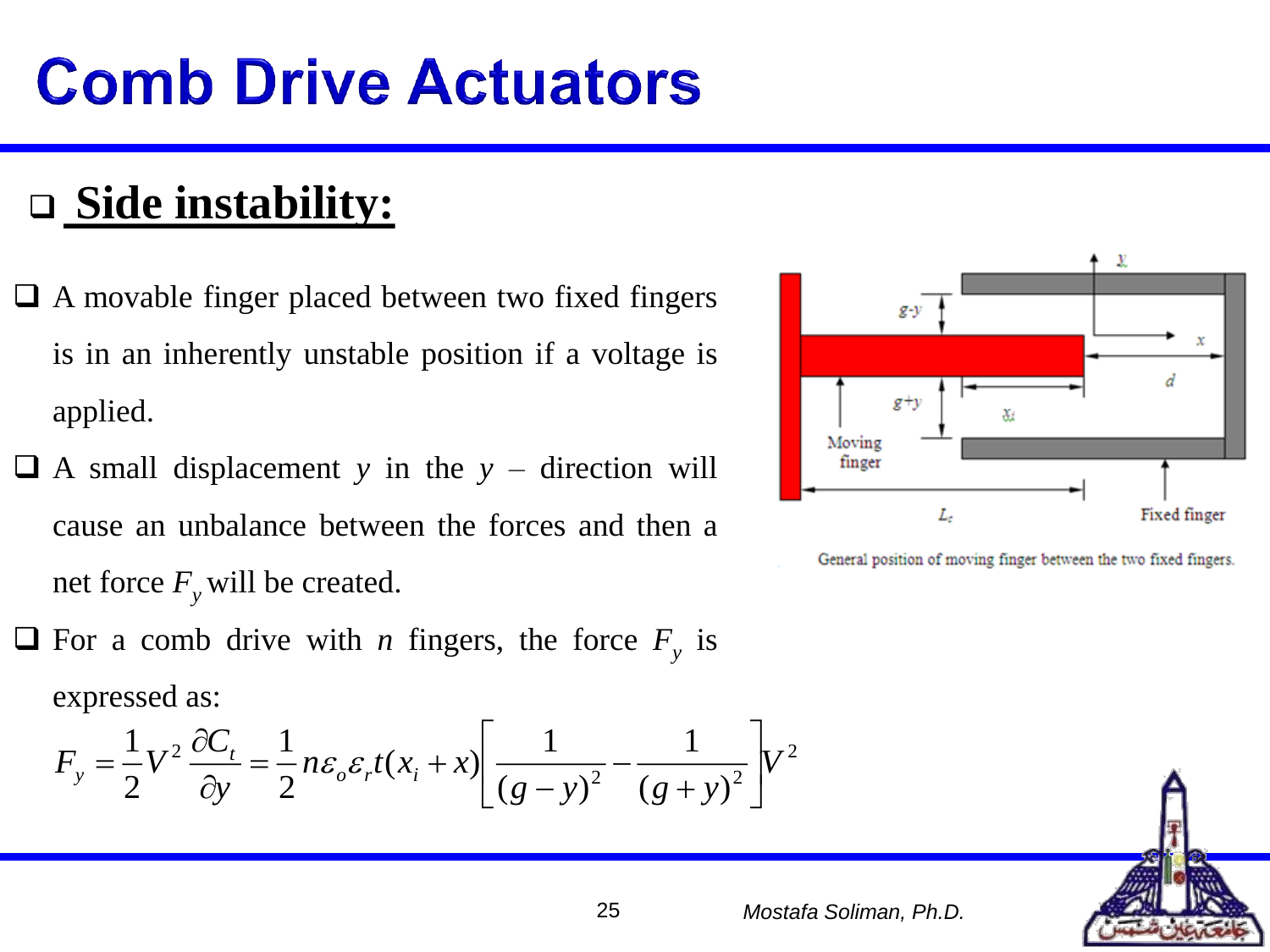# Comb Drive Actuators

## Side instability:

- A movable finger placed between two fixed fingers is in an inherently unstable position if a voltage is applied.
- A small displacement $y$ in the $y$ – direction will cause an unbalance between the forces and then a net force $F_y$ will be created.
- For a comb drive with $n$ fingers, the force $F_y$ is expressed as:

$$F_y = \frac{1}{2}V^2\frac{\partial C_t}{\partial y} = \frac{1}{2}n\varepsilon_o\varepsilon_r t(x_i + x)\left[\frac{1}{(g-y)^2} - \frac{1}{(g+y)^2}\right]V^2$$

General position of moving finger between the two fixed fingers.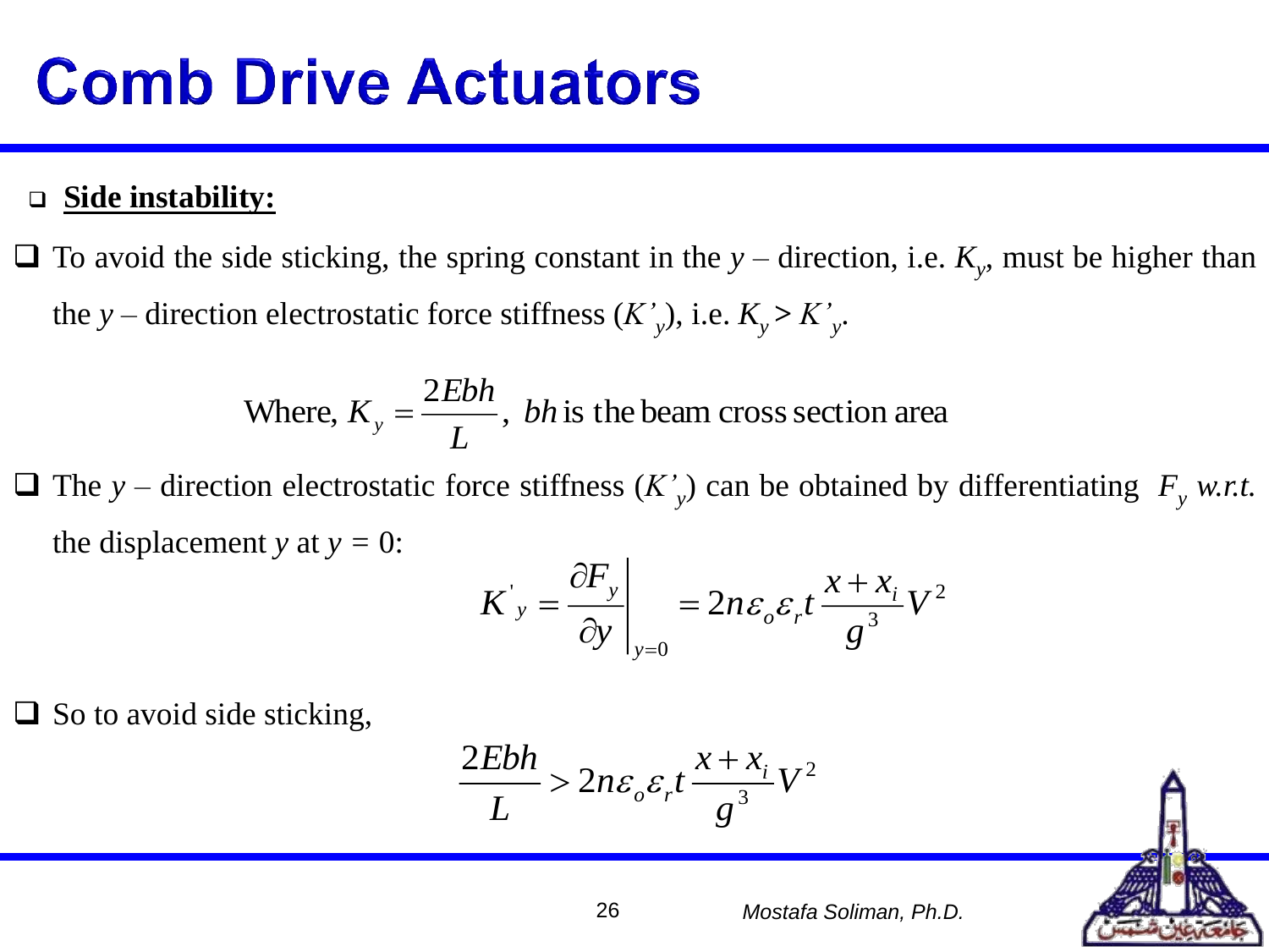# Comb Drive Actuators

- **Side instability:**

- To avoid the side sticking, the spring constant in the $y$ – direction, i.e. $K_y$, must be higher than the $y$ – direction electrostatic force stiffness ($K'_y$), i.e. $K_y > K'_y$.

$$\text{Where, } K_y = \frac{2Ebh}{L}, \; bh \text{ is the beam cross section area}$$

- The $y$ – direction electrostatic force stiffness ($K'_y$) can be obtained by differentiating $F_y$ *w.r.t.* the displacement $y$ at $y = 0$:

$$K'_y = \left.\frac{\partial F_y}{\partial y}\right|_{y=0} = 2n\varepsilon_o\varepsilon_r t\frac{x + x_i}{g^3}V^2$$

- So to avoid side sticking,

$$\frac{2Ebh}{L} > 2n\varepsilon_o\varepsilon_r t\frac{x + x_i}{g^3}V^2$$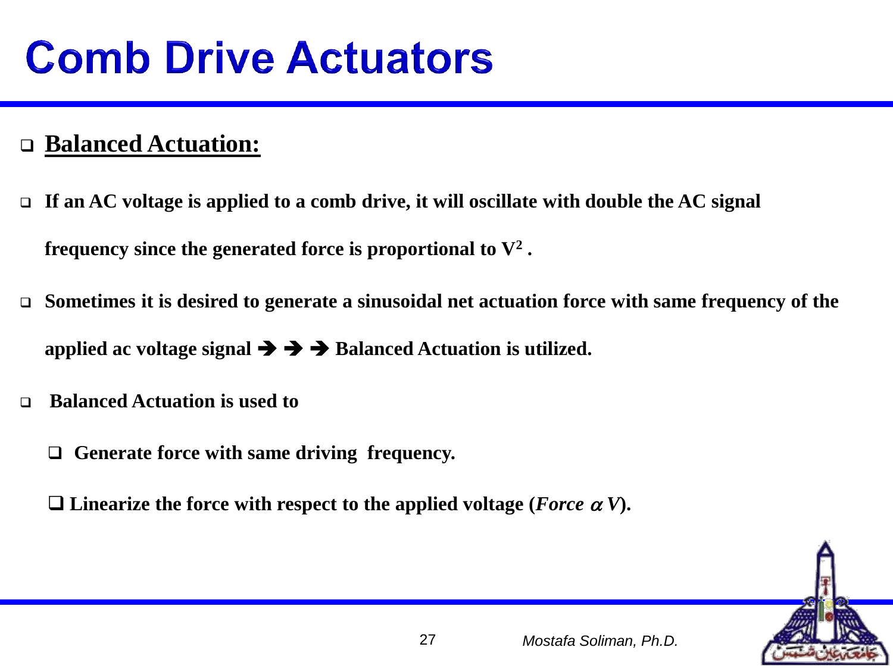# Comb Drive Actuators

- **<u>Balanced Actuation:</u>**

- **If an AC voltage is applied to a comb drive, it will oscillate with double the AC signal frequency since the generated force is proportional to $V^2$ .**

- **Sometimes it is desired to generate a sinusoidal net actuation force with same frequency of the applied ac voltage signal ➔ ➔ ➔ Balanced Actuation is utilized.**

- **Balanced Actuation is used to**

  - **Generate force with same driving frequency.**

  - **Linearize the force with respect to the applied voltage (*Force* $\alpha$ *V*).**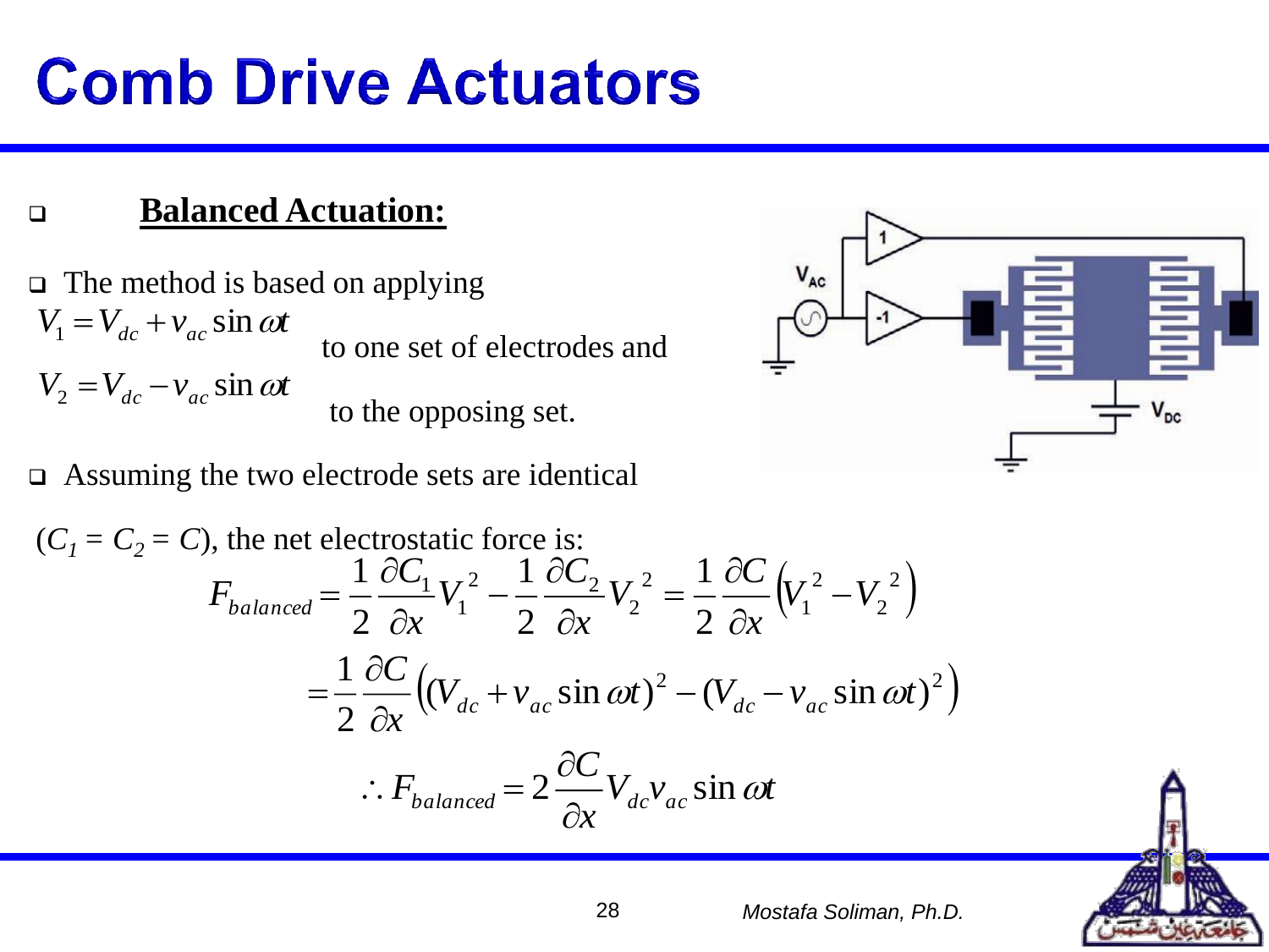# Comb Drive Actuators

- **Balanced Actuation:**

- The method is based on applying

$V_1 = V_{dc} + v_{ac} \sin \omega t$ to one set of electrodes and

$V_2 = V_{dc} - v_{ac} \sin \omega t$ to the opposing set.

- Assuming the two electrode sets are identical

($C_1 = C_2 = C$), the net electrostatic force is:

$$F_{balanced} = \frac{1}{2}\frac{\partial C_1}{\partial x}V_1^2 - \frac{1}{2}\frac{\partial C_2}{\partial x}V_2^2 = \frac{1}{2}\frac{\partial C}{\partial x}\left(V_1^2 - V_2^2\right)$$

$$= \frac{1}{2}\frac{\partial C}{\partial x}\left((V_{dc} + v_{ac}\sin \omega t)^2 - (V_{dc} - v_{ac}\sin \omega t)^2\right)$$

$$\therefore F_{balanced} = 2\frac{\partial C}{\partial x}V_{dc}v_{ac}\sin \omega t$$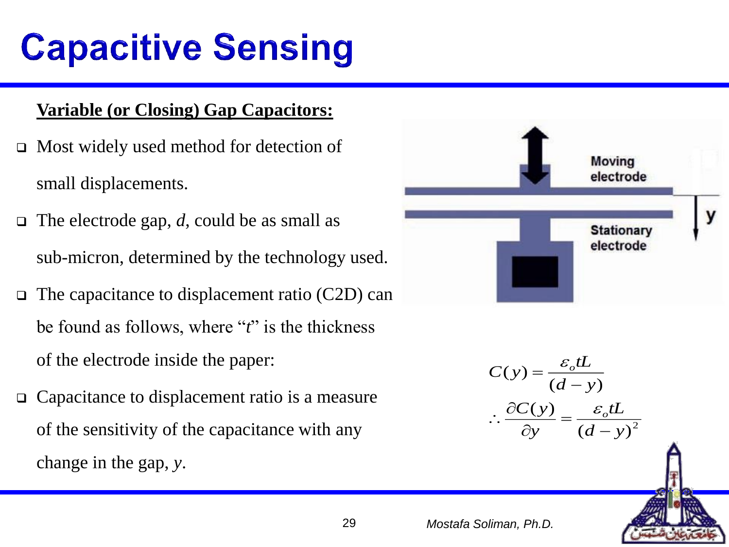# Capacitive Sensing

**Variable (or Closing) Gap Capacitors:**

- Most widely used method for detection of small displacements.
- The electrode gap, *d*, could be as small as sub-micron, determined by the technology used.
- The capacitance to displacement ratio (C2D) can be found as follows, where "*t*" is the thickness of the electrode inside the paper:
- Capacitance to displacement ratio is a measure of the sensitivity of the capacitance with any change in the gap, *y*.

$$C(y) = \frac{\varepsilon_o t L}{(d - y)}$$

$$\therefore \frac{\partial C(y)}{\partial y} = \frac{\varepsilon_o t L}{(d - y)^2}$$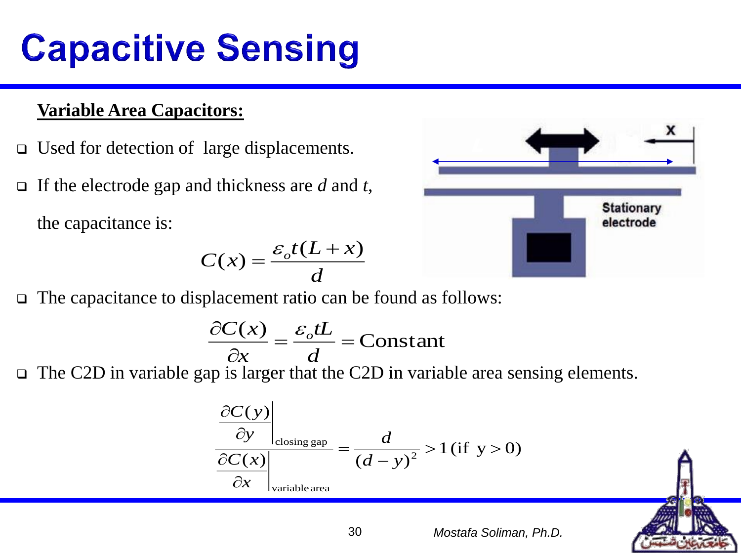# Capacitive Sensing

**Variable Area Capacitors:**

- Used for detection of large displacements.
- If the electrode gap and thickness are *d* and *t*,

  the capacitance is:

$$C(x) = \frac{\varepsilon_o t(L + x)}{d}$$

x

Stationary electrode

- The capacitance to displacement ratio can be found as follows:

$$\frac{\partial C(x)}{\partial x} = \frac{\varepsilon_o tL}{d} = \text{Constant}$$

- The C2D in variable gap is larger that the C2D in variable area sensing elements.

$$\frac{\left.\frac{\partial C(y)}{\partial y}\right|_{\text{closing gap}}}{\left.\frac{\partial C(x)}{\partial x}\right|_{\text{variable area}}} = \frac{d}{(d-y)^2} > 1\,(\text{if } \; y > 0)$$

*Mostafa Soliman, Ph.D.*